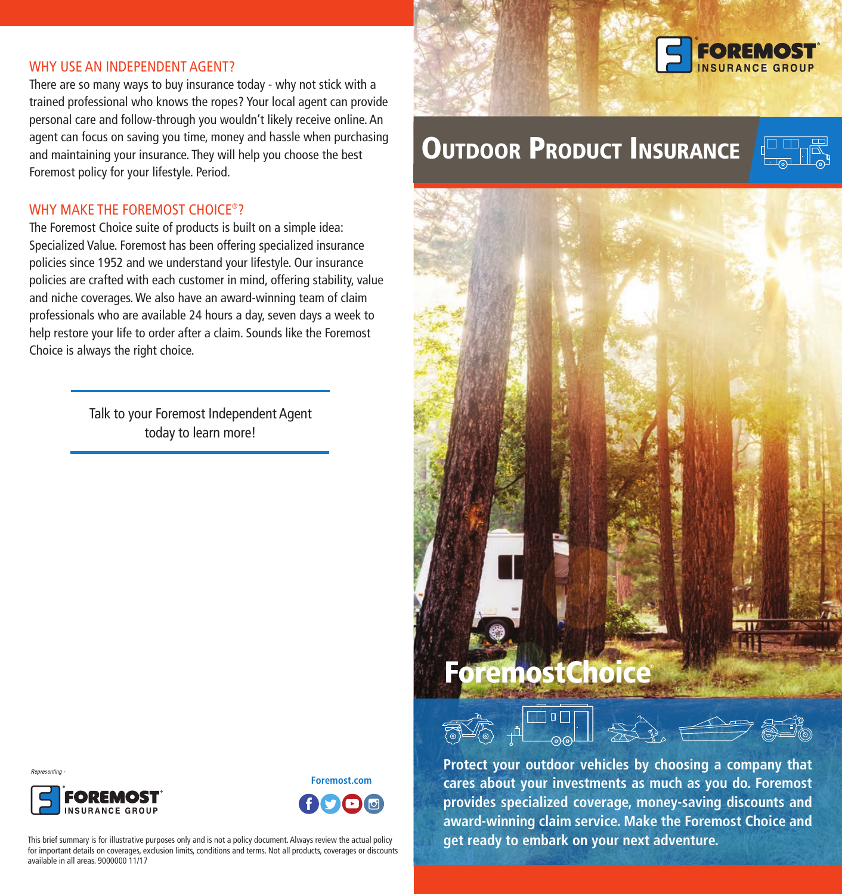## WHY USE AN INDEPENDENT AGENT?

There are so many ways to buy insurance today - why not stick with a trained professional who knows the ropes? Your local agent can provide personal care and follow-through you wouldn't likely receive online. An agent can focus on saving you time, money and hassle when purchasing and maintaining your insurance. They will help you choose the best Foremost policy for your lifestyle. Period.

## WHY MAKE THE FOREMOST CHOICE®?

The Foremost Choice suite of products is built on a simple idea: Specialized Value. Foremost has been offering specialized insurance policies since 1952 and we understand your lifestyle. Our insurance policies are crafted with each customer in mind, offering stability, value and niche coverages. We also have an award-winning team of claim professionals who are available 24 hours a day, seven days a week to help restore your life to order after a claim. Sounds like the Foremost Choice is always the right choice.

Talk to your Foremost Independent Agent today to learn more!

*Representing -*

FOREMOST® INSURANCE GROUP

Foremost.com

This brief summary is for illustrative purposes only and is not a policy document. Always review the actual policy for important details on coverages, exclusion limits, conditions and terms. Not all products, coverages or discounts available in all areas. 9000000 11/17

FOREMOST® INSURANCE GROUP

# Outdoor Product Insurance

**ForemostChoice®**

**Protect your outdoor vehicles by choosing a company that cares about your investments as much as you do. Foremost provides specialized coverage, money-saving discounts and award-winning claim service. Make the Foremost Choice and get ready to embark on your next adventure.**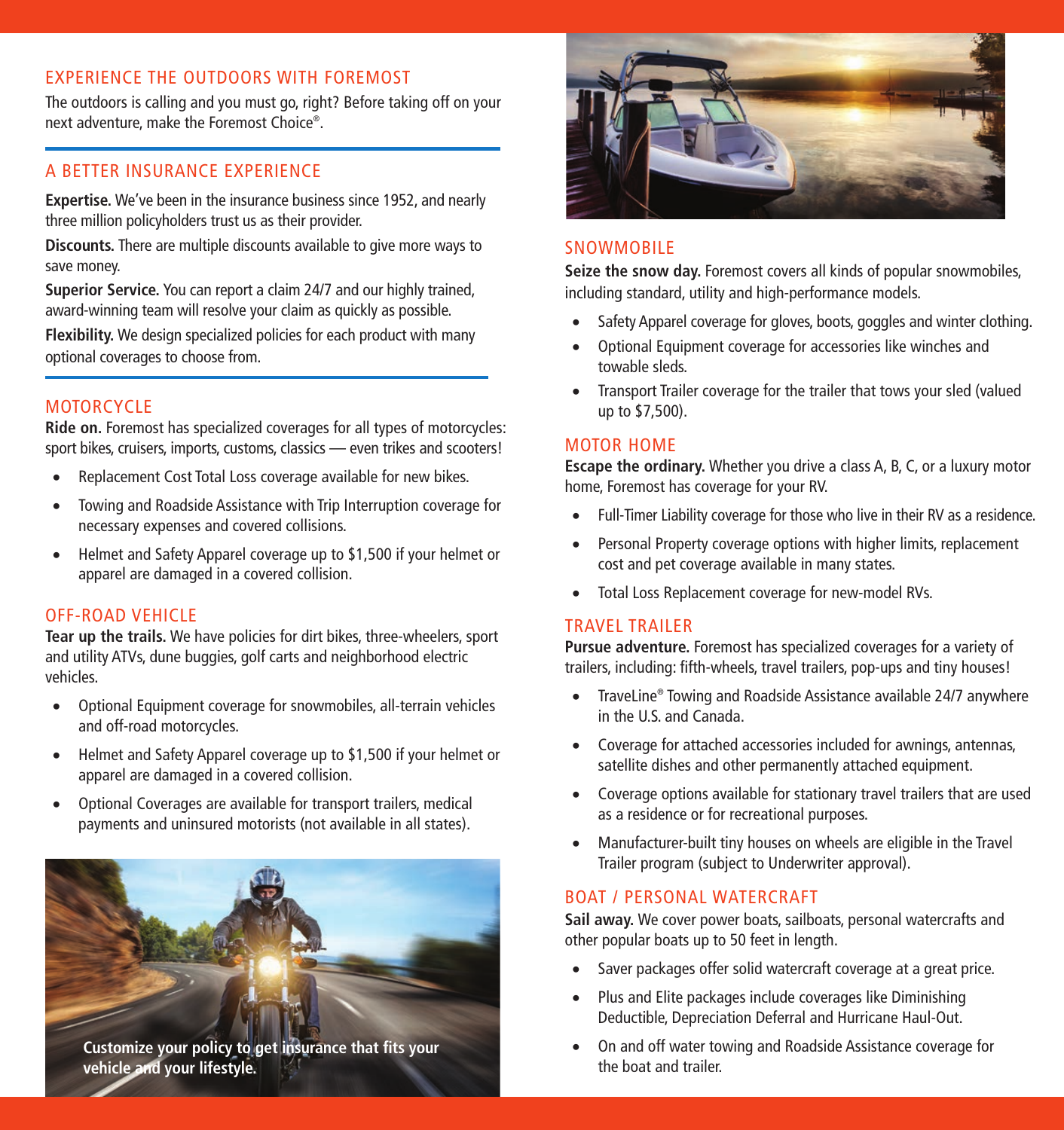## EXPERIENCE THE OUTDOORS WITH FOREMOST

The outdoors is calling and you must go, right? Before taking off on your next adventure, make the Foremost Choice®.

## A BETTER INSURANCE EXPERIENCE

**Expertise.** We've been in the insurance business since 1952, and nearly three million policyholders trust us as their provider.

**Discounts.** There are multiple discounts available to give more ways to save money.

**Superior Service.** You can report a claim 24/7 and our highly trained, award-winning team will resolve your claim as quickly as possible.

**Flexibility.** We design specialized policies for each product with many optional coverages to choose from.

## MOTORCYCLE

**Ride on.** Foremost has specialized coverages for all types of motorcycles: sport bikes, cruisers, imports, customs, classics — even trikes and scooters!

- Replacement Cost Total Loss coverage available for new bikes.
- Towing and Roadside Assistance with Trip Interruption coverage for necessary expenses and covered collisions.
- Helmet and Safety Apparel coverage up to $1,500 if your helmet or apparel are damaged in a covered collision.

## OFF-ROAD VEHICLE

**Tear up the trails.** We have policies for dirt bikes, three-wheelers, sport and utility ATVs, dune buggies, golf carts and neighborhood electric vehicles.

- Optional Equipment coverage for snowmobiles, all-terrain vehicles and off-road motorcycles.
- Helmet and Safety Apparel coverage up to $1,500 if your helmet or apparel are damaged in a covered collision.
- Optional Coverages are available for transport trailers, medical payments and uninsured motorists (not available in all states).

**Customize your policy to get insurance that fits your vehicle and your lifestyle.**

## SNOWMOBILE

**Seize the snow day.** Foremost covers all kinds of popular snowmobiles, including standard, utility and high-performance models.

- Safety Apparel coverage for gloves, boots, goggles and winter clothing.
- Optional Equipment coverage for accessories like winches and towable sleds.
- Transport Trailer coverage for the trailer that tows your sled (valued up to $7,500).

## MOTOR HOME

**Escape the ordinary.** Whether you drive a class A, B, C, or a luxury motor home, Foremost has coverage for your RV.

- Full-Timer Liability coverage for those who live in their RV as a residence.
- Personal Property coverage options with higher limits, replacement cost and pet coverage available in many states.
- Total Loss Replacement coverage for new-model RVs.

## TRAVEL TRAILER

**Pursue adventure.** Foremost has specialized coverages for a variety of trailers, including: fifth-wheels, travel trailers, pop-ups and tiny houses!

- TraveLine® Towing and Roadside Assistance available 24/7 anywhere in the U.S. and Canada.
- Coverage for attached accessories included for awnings, antennas, satellite dishes and other permanently attached equipment.
- Coverage options available for stationary travel trailers that are used as a residence or for recreational purposes.
- Manufacturer-built tiny houses on wheels are eligible in the Travel Trailer program (subject to Underwriter approval).

## BOAT / PERSONAL WATERCRAFT

**Sail away.** We cover power boats, sailboats, personal watercrafts and other popular boats up to 50 feet in length.

- Saver packages offer solid watercraft coverage at a great price.
- Plus and Elite packages include coverages like Diminishing Deductible, Depreciation Deferral and Hurricane Haul-Out.
- On and off water towing and Roadside Assistance coverage for the boat and trailer.